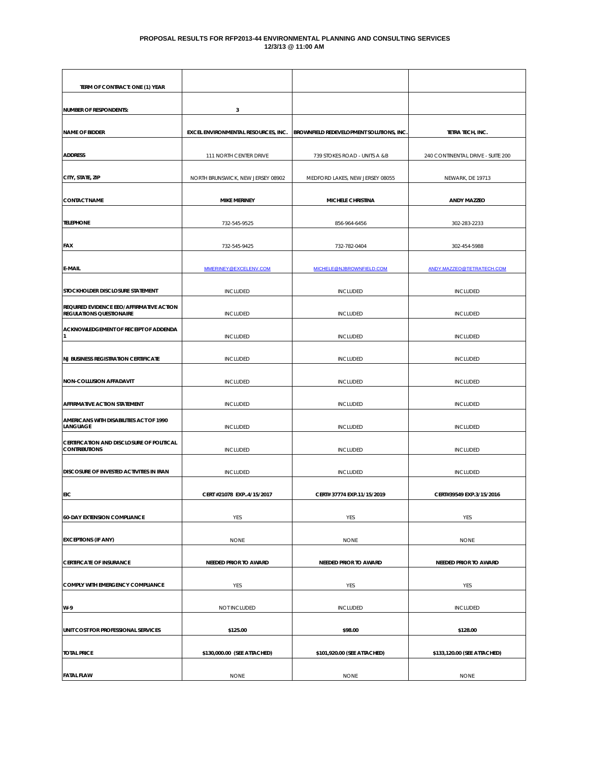**PROPOSAL RESULTS FOR RFP2013-44 ENVIRONMENTAL PLANNING AND CONSULTING SERVICES**
**12/3/13 @ 11:00 AM**

| TERM OF CONTRACT: ONE (1) YEAR | | | |
|---|---|---|---|
| NUMBER OF RESPONDENTS: | 3 | | |
| NAME OF BIDDER | EXCEL ENVIRONMENTAL RESOURCES, INC. | BROWNFIELD REDEVELOPMENT SOLUTIONS, INC. | TETRA TECH, INC. |
| ADDRESS | 111 NORTH CENTER DRIVE | 739 STOKES ROAD - UNITS A &B | 240 CONTINENTAL DRIVE - SUITE 200 |
| CITY, STATE, ZIP | NORTH BRUNSWICK, NEW JERSEY 08902 | MEDFORD LAKES, NEW JERSEY 08055 | NEWARK, DE 19713 |
| CONTACT NAME | MIKE MERINEY | MICHELE CHRISTINA | ANDY MAZZEO |
| TELEPHONE | 732-545-9525 | 856-964-6456 | 302-283-2233 |
| FAX | 732-545-9425 | 732-782-0404 | 302-454-5988 |
| E-MAIL | MMERINEY@EXCELENV.COM | MICHELE@NJBROWNFIELD.COM | ANDY.MAZZEO@TETRATECH.COM |
| STOCKHOLDER DISCLOSURE STATEMENT | INCLUDED | INCLUDED | INCLUDED |
| REQUIRED EVIDENCE EEO/AFFIRMATIVE ACTION REGULATIONS QUESTIONAIRE | INCLUDED | INCLUDED | INCLUDED |
| ACKNOWLEDGEMENT OF RECEIPT OF ADDENDA 1 | INCLUDED | INCLUDED | INCLUDED |
| NJ BUSINESS REGISTRATION CERTIFICATE | INCLUDED | INCLUDED | INCLUDED |
| NON-COLLUSION AFFADAVIT | INCLUDED | INCLUDED | INCLUDED |
| AFFIRMATIVE ACTION STATEMENT | INCLUDED | INCLUDED | INCLUDED |
| AMERICANS WITH DISABILITIES ACT OF 1990 LANGUAGE | INCLUDED | INCLUDED | INCLUDED |
| CERTIFICATION AND DISCLOSURE OF POLITICAL CONTRIBUTIONS | INCLUDED | INCLUDED | INCLUDED |
| DISCOSURE OF INVESTED ACTIVITIES IN IRAN | INCLUDED | INCLUDED | INCLUDED |
| EIC | CERT#21078 EXP..4/15/2017 | CERT# 37774 EXP.11/15/2019 | CERT#39549 EXP.3/15/2016 |
| 60-DAY EXTENSION COMPLIANCE | YES | YES | YES |
| EXCEPTIONS (IF ANY) | NONE | NONE | NONE |
| CERTIFICATE OF INSURANCE | NEEDED PRIOR TO AWARD | NEEDED PRIOR TO AWARD | NEEDED PRIOR TO AWARD |
| COMPLY WITH EMERGENCY COMPLIANCE | YES | YES | YES |
| W-9 | NOT INCLUDED | INCLUDED | INCLUDED |
| UNIT COST FOR PROFESSIONAL SERVICES | $125.00 | $98.00 | $128.00 |
| TOTAL PRICE | $130,000.00 (SEE ATTACHED) | $101,920.00 (SEE ATTACHED) | $133,120.00 (SEE ATTACHED) |
| FATAL FLAW | NONE | NONE | NONE |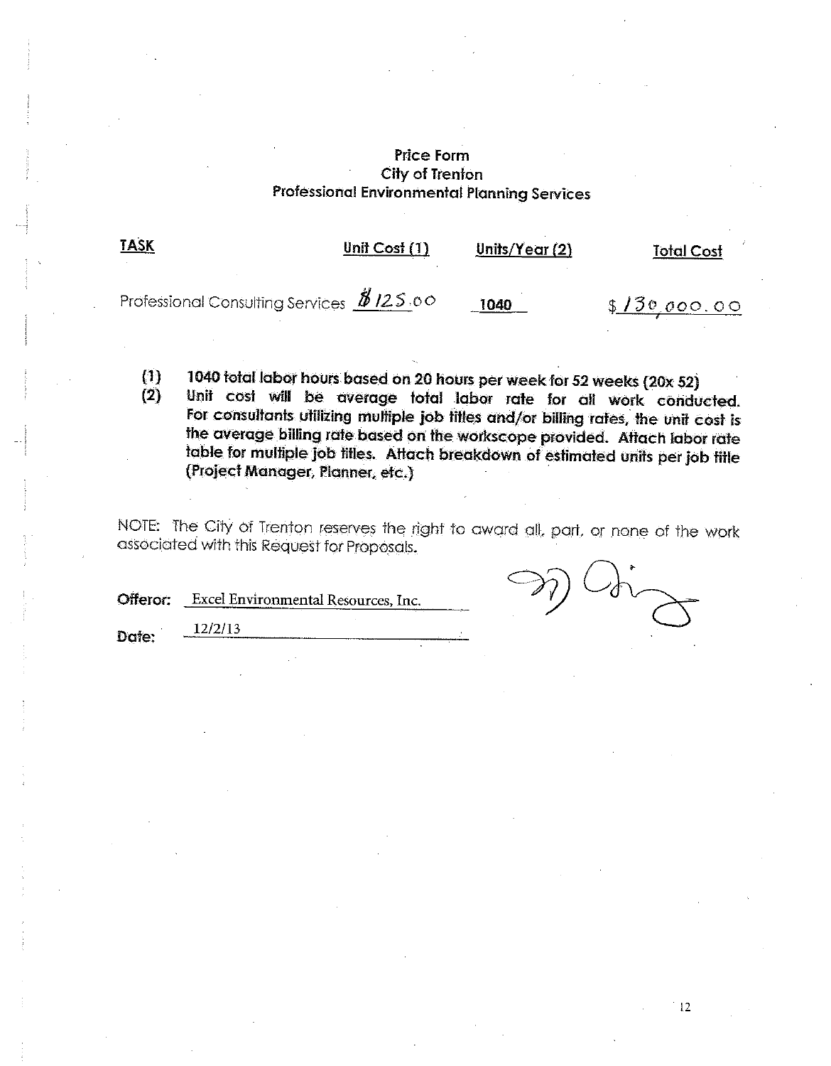## Price Form
## City of Trenton
## Professional Environmental Planning Services

| TASK | Unit Cost (1) | Units/Year (2) | Total Cost |
| --- | --- | --- | --- |
| Professional Consulting Services | $125.00 | 1040 | $130,000.00 |

(1) **1040 total labor hours based on 20 hours per week for 52 weeks (20x 52)**
(2) **Unit cost will be average total labor rate for all work conducted. For consultants utilizing multiple job titles and/or billing rates, the unit cost is the average billing rate based on the workscope provided. Attach labor rate table for multiple job titles. Attach breakdown of estimated units per job title (Project Manager, Planner, etc.)**

NOTE: The City of Trenton reserves the right to award all, part, or none of the work associated with this Request for Proposals.

**Offeror:** Excel Environmental Resources, Inc.

**Date:** 12/2/13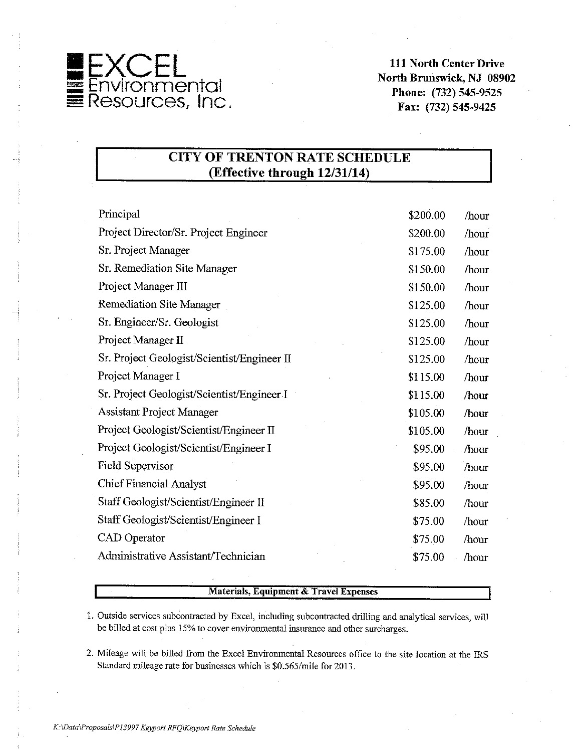**EXCEL Environmental Resources, Inc.**

**111 North Center Drive**
**North Brunswick, NJ 08902**
**Phone: (732) 545-9525**
**Fax: (732) 545-9425**

## CITY OF TRENTON RATE SCHEDULE
## (Effective through 12/31/14)

| | | |
|---|---|---|
| Principal | $200.00 | /hour |
| Project Director/Sr. Project Engineer | $200.00 | /hour |
| Sr. Project Manager | $175.00 | /hour |
| Sr. Remediation Site Manager | $150.00 | /hour |
| Project Manager III | $150.00 | /hour |
| Remediation Site Manager | $125.00 | /hour |
| Sr. Engineer/Sr. Geologist | $125.00 | /hour |
| Project Manager II | $125.00 | /hour |
| Sr. Project Geologist/Scientist/Engineer II | $125.00 | /hour |
| Project Manager I | $115.00 | /hour |
| Sr. Project Geologist/Scientist/Engineer I | $115.00 | /hour |
| Assistant Project Manager | $105.00 | /hour |
| Project Geologist/Scientist/Engineer II | $105.00 | /hour |
| Project Geologist/Scientist/Engineer I | $95.00 | /hour |
| Field Supervisor | $95.00 | /hour |
| Chief Financial Analyst | $95.00 | /hour |
| Staff Geologist/Scientist/Engineer II | $85.00 | /hour |
| Staff Geologist/Scientist/Engineer I | $75.00 | /hour |
| CAD Operator | $75.00 | /hour |
| Administrative Assistant/Technician | $75.00 | /hour |

**Materials, Equipment & Travel Expenses**

1. Outside services subcontracted by Excel, including subcontracted drilling and analytical services, will be billed at cost plus 15% to cover environmental insurance and other surcharges.

2. Mileage will be billed from the Excel Environmental Resources office to the site location at the IRS Standard mileage rate for businesses which is $0.565/mile for 2013.

*K:\Data\Proposals\P13997 Keyport RFQ\Keyport Rate Schedule*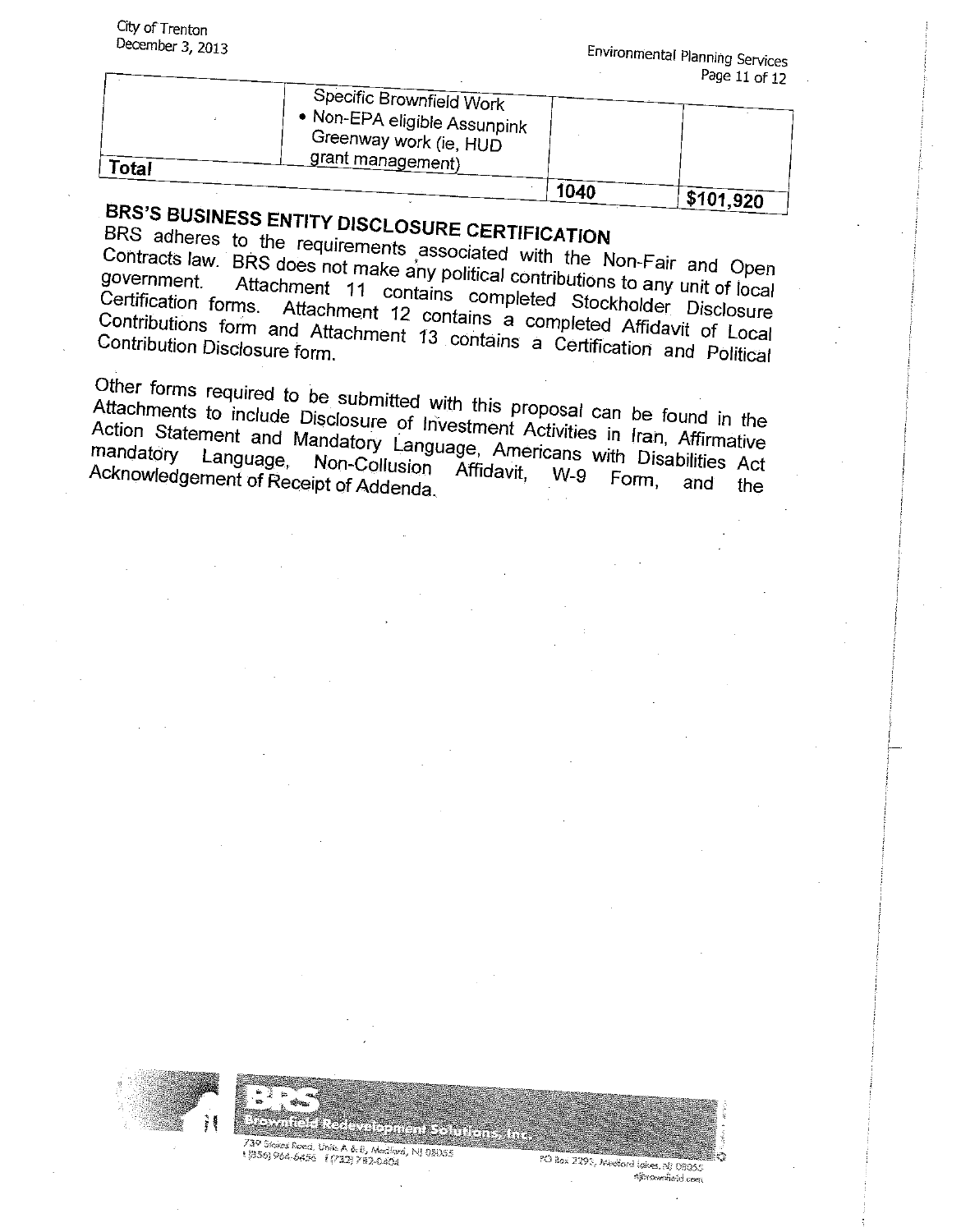| | | | |
|---|---|---|---|
| | Specific Brownfield Work<br>• Non-EPA eligible Assunpink Greenway work (ie, HUD grant management) | | |
| **Total** | | **1040** | **$101,920** |

## BRS'S BUSINESS ENTITY DISCLOSURE CERTIFICATION

BRS adheres to the requirements associated with the Non-Fair and Open Contracts law. BRS does not make any political contributions to any unit of local government. Attachment 11 contains completed Stockholder Disclosure Certification forms. Attachment 12 contains a completed Affidavit of Local Contributions form and Attachment 13 contains a Certification and Political Contribution Disclosure form.

Other forms required to be submitted with this proposal can be found in the Attachments to include Disclosure of Investment Activities in Iran, Affirmative Action Statement and Mandatory Language, Americans with Disabilities Act mandatory Language, Non-Collusion Affidavit, W-9 Form, and the Acknowledgement of Receipt of Addenda.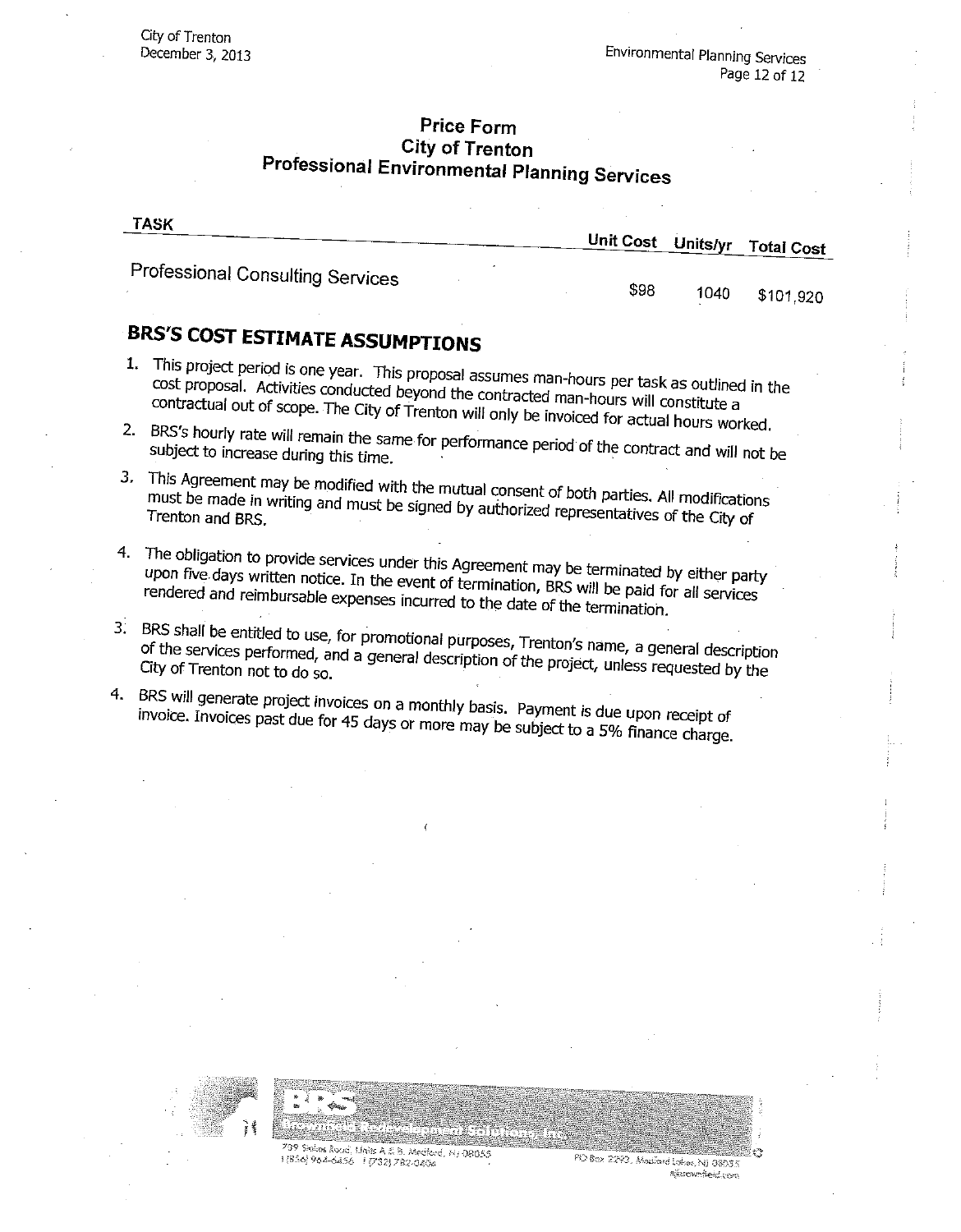# Price Form
# City of Trenton
# Professional Environmental Planning Services

| TASK | Unit Cost | Units/yr | Total Cost |
|---|---|---|---|
| Professional Consulting Services | $98 | 1040 | $101,920 |

## BRS'S COST ESTIMATE ASSUMPTIONS

1. This project period is one year. This proposal assumes man-hours per task as outlined in the cost proposal. Activities conducted beyond the contracted man-hours will constitute a contractual out of scope. The City of Trenton will only be invoiced for actual hours worked.
2. BRS's hourly rate will remain the same for performance period of the contract and will not be subject to increase during this time.
3. This Agreement may be modified with the mutual consent of both parties. All modifications must be made in writing and must be signed by authorized representatives of the City of Trenton and BRS.
4. The obligation to provide services under this Agreement may be terminated by either party upon five days written notice. In the event of termination, BRS will be paid for all services rendered and reimbursable expenses incurred to the date of the termination.
3. BRS shall be entitled to use, for promotional purposes, Trenton's name, a general description of the services performed, and a general description of the project, unless requested by the City of Trenton not to do so.
4. BRS will generate project invoices on a monthly basis. Payment is due upon receipt of invoice. Invoices past due for 45 days or more may be subject to a 5% finance charge.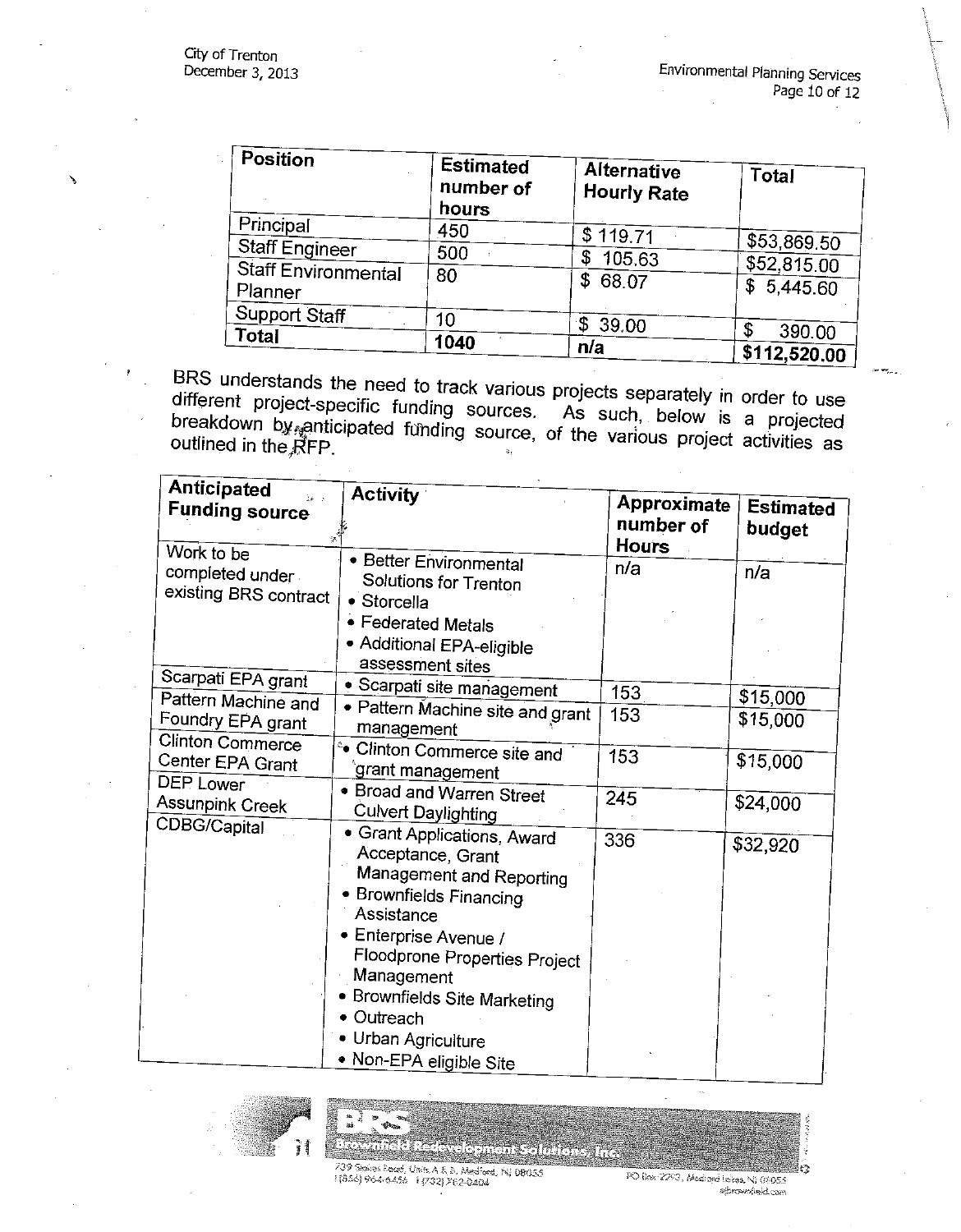| Position | Estimated number of hours | Alternative Hourly Rate | Total |
|---|---|---|---|
| Principal | 450 | $ 119.71 | $53,869.50 |
| Staff Engineer | 500 | $ 105.63 | $52,815.00 |
| Staff Environmental Planner | 80 | $ 68.07 | $ 5,445.60 |
| Support Staff | 10 | $ 39.00 | $ 390.00 |
| **Total** | **1040** | **n/a** | **$112,520.00** |

BRS understands the need to track various projects separately in order to use different project-specific funding sources. As such, below is a projected breakdown by anticipated funding source, of the various project activities as outlined in the RFP.

| Anticipated Funding source | Activity | Approximate number of Hours | Estimated budget |
|---|---|---|---|
| Work to be completed under existing BRS contract | • Better Environmental Solutions for Trenton<br>• Storcella<br>• Federated Metals<br>• Additional EPA-eligible assessment sites | n/a | n/a |
| Scarpati EPA grant | • Scarpati site management | 153 | $15,000 |
| Pattern Machine and Foundry EPA grant | • Pattern Machine site and grant management | 153 | $15,000 |
| Clinton Commerce Center EPA Grant | • Clinton Commerce site and grant management | 153 | $15,000 |
| DEP Lower Assunpink Creek | • Broad and Warren Street Culvert Daylighting | 245 | $24,000 |
| CDBG/Capital | • Grant Applications, Award Acceptance, Grant Management and Reporting<br>• Brownfields Financing Assistance<br>• Enterprise Avenue / Floodprone Properties Project Management<br>• Brownfields Site Marketing<br>• Outreach<br>• Urban Agriculture<br>• Non-EPA eligible Site | 336 | $32,920 |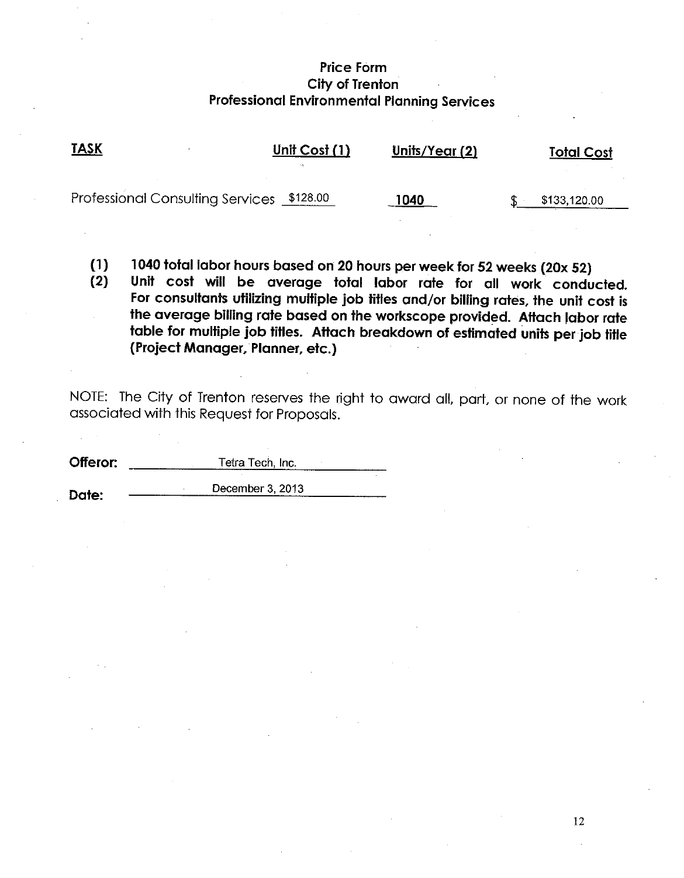# Price Form
## City of Trenton
## Professional Environmental Planning Services

| TASK | Unit Cost (1) | Units/Year (2) | Total Cost |
|---|---|---|---|
| Professional Consulting Services | $128.00 | 1040 | $ $133,120.00 |

(1) **1040 total labor hours based on 20 hours per week for 52 weeks (20x 52)**

(2) **Unit cost will be average total labor rate for all work conducted. For consultants utilizing multiple job titles and/or billing rates, the unit cost is the average billing rate based on the workscope provided. Attach labor rate table for multiple job titles. Attach breakdown of estimated units per job title (Project Manager, Planner, etc.)**

NOTE: The City of Trenton reserves the right to award all, part, or none of the work associated with this Request for Proposals.

**Offeror:** Tetra Tech, Inc.

**Date:** December 3, 2013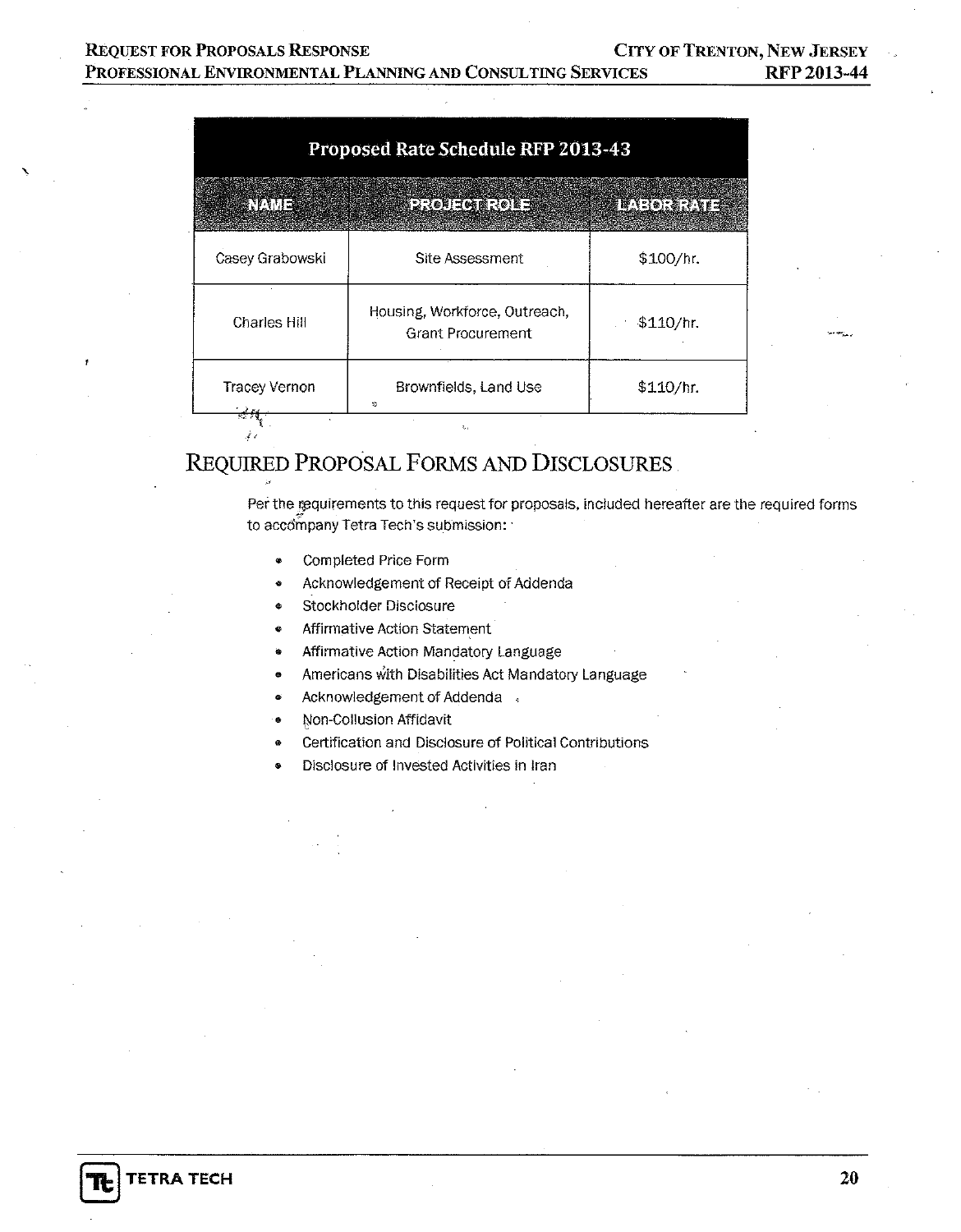| Proposed Rate Schedule RFP 2013-43 | | |
|---|---|---|
| NAME | PROJECT ROLE | LABOR RATE |
| Casey Grabowski | Site Assessment | $100/hr. |
| Charles Hill | Housing, Workforce, Outreach, Grant Procurement | $110/hr. |
| Tracey Vernon | Brownfields, Land Use | $110/hr. |

## Required Proposal Forms and Disclosures

Per the requirements to this request for proposals, included hereafter are the required forms to accompany Tetra Tech's submission:

- Completed Price Form
- Acknowledgement of Receipt of Addenda
- Stockholder Disclosure
- Affirmative Action Statement
- Affirmative Action Mandatory Language
- Americans with Disabilities Act Mandatory Language
- Acknowledgement of Addenda
- Non-Collusion Affidavit
- Certification and Disclosure of Political Contributions
- Disclosure of Invested Activities in Iran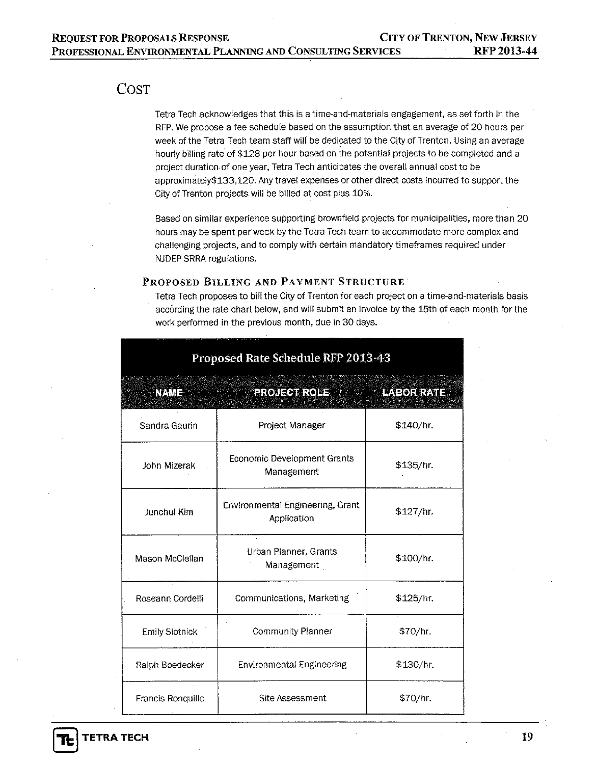# COST

Tetra Tech acknowledges that this is a time-and-materials engagement, as set forth in the RFP. We propose a fee schedule based on the assumption that an average of 20 hours per week of the Tetra Tech team staff will be dedicated to the City of Trenton. Using an average hourly billing rate of $128 per hour based on the potential projects to be completed and a project duration of one year, Tetra Tech anticipates the overall annual cost to be approximately$133,120. Any travel expenses or other direct costs incurred to support the City of Trenton projects will be billed at cost plus 10%.

Based on similar experience supporting brownfield projects for municipalities, more than 20 hours may be spent per week by the Tetra Tech team to accommodate more complex and challenging projects, and to comply with certain mandatory timeframes required under NJDEP SRRA regulations.

## PROPOSED BILLING AND PAYMENT STRUCTURE

Tetra Tech proposes to bill the City of Trenton for each project on a time-and-materials basis according the rate chart below, and will submit an invoice by the 15th of each month for the work performed in the previous month, due in 30 days.

**Proposed Rate Schedule RFP 2013-43**

| NAME | PROJECT ROLE | LABOR RATE |
|---|---|---|
| Sandra Gaurin | Project Manager | $140/hr. |
| John Mizerak | Economic Development Grants Management | $135/hr. |
| Junchul Kim | Environmental Engineering, Grant Application | $127/hr. |
| Mason McClellan | Urban Planner, Grants Management | $100/hr. |
| Roseann Cordelli | Communications, Marketing | $125/hr. |
| Emily Slotnick | Community Planner | $70/hr. |
| Ralph Boedecker | Environmental Engineering | $130/hr. |
| Francis Ronquillo | Site Assessment | $70/hr. |